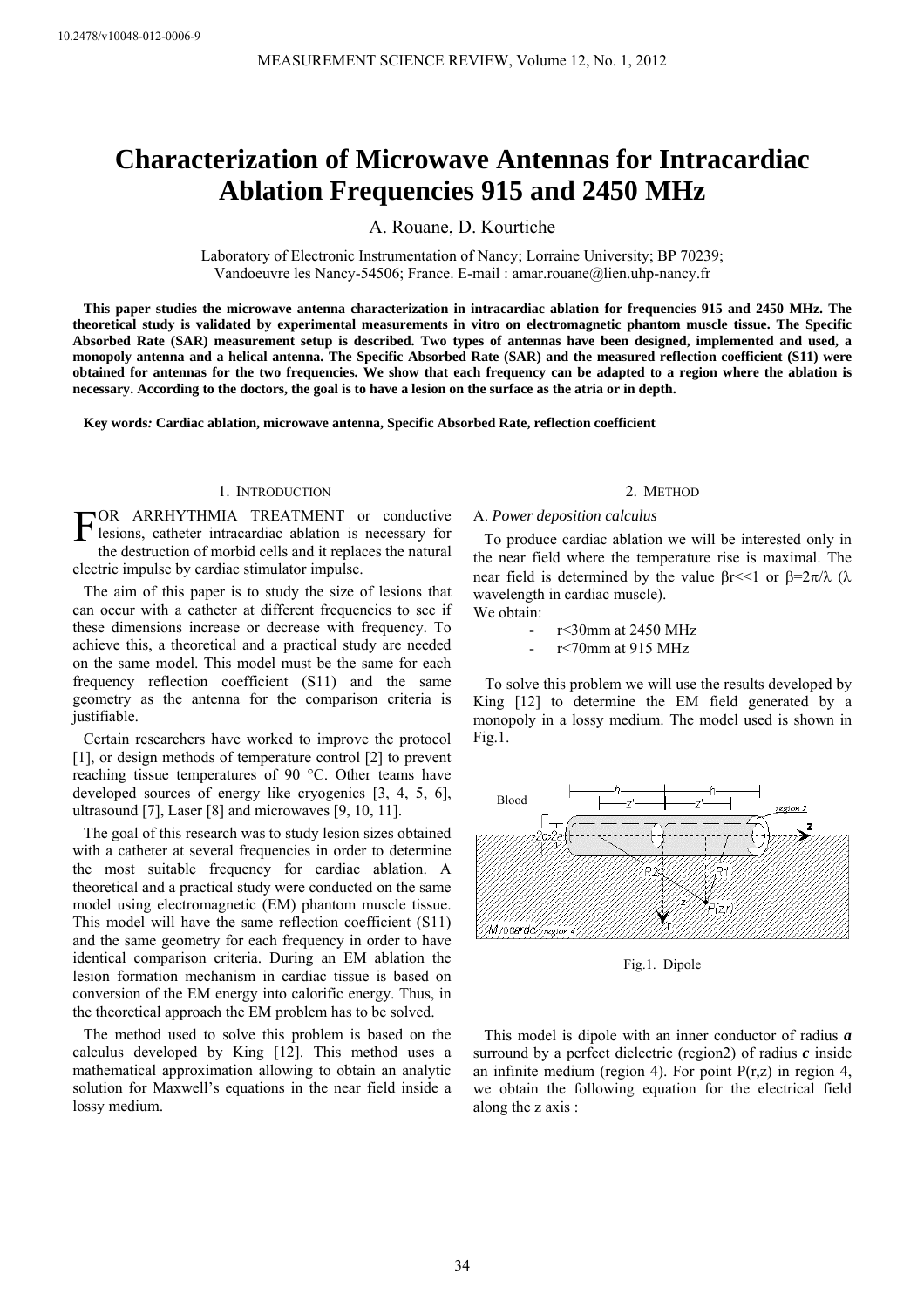# Characterization of Microwave Antennas for Intracardiac Ablation Frequencies 915 and 2450 MHz

A. Rouane, D. Kourtiche

Laboratory of Electronic Instrumentation of Nancy; Lorraine University; BP 70239; Vandoeuvre les Nancy-54506; France. E-mail : amar.rouane@lien.uhp-nancy.fr

**This paper studies the microwave antenna characterization in intracardiac ablation for frequencies 915 and 2450 MHz. The theoretical study is validated by experimental measurements in vitro on electromagnetic phantom muscle tissue. The Specific Absorbed Rate (SAR) measurement setup is described. Two types of antennas have been designed, implemented and used, a monopoly antenna and a helical antenna. The Specific Absorbed Rate (SAR) and the measured reflection coefficient (S11) were obtained for antennas for the two frequencies. We show that each frequency can be adapted to a region where the ablation is necessary. According to the doctors, the goal is to have a lesion on the surface as the atria or in depth.**

**Key words*: Cardiac ablation, microwave antenna, Specific Absorbed Rate, reflection coefficient***

## 1. Introduction

For arrhythmia treatment or conductive lesions, catheter intracardiac ablation is necessary for the destruction of morbid cells and it replaces the natural electric impulse by cardiac stimulator impulse.

The aim of this paper is to study the size of lesions that can occur with a catheter at different frequencies to see if these dimensions increase or decrease with frequency. To achieve this, a theoretical and a practical study are needed on the same model. This model must be the same for each frequency reflection coefficient (S11) and the same geometry as the antenna for the comparison criteria is justifiable.

Certain researchers have worked to improve the protocol [1], or design methods of temperature control [2] to prevent reaching tissue temperatures of 90 °C. Other teams have developed sources of energy like cryogenics [3, 4, 5, 6], ultrasound [7], Laser [8] and microwaves [9, 10, 11].

The goal of this research was to study lesion sizes obtained with a catheter at several frequencies in order to determine the most suitable frequency for cardiac ablation. A theoretical and a practical study were conducted on the same model using electromagnetic (EM) phantom muscle tissue. This model will have the same reflection coefficient (S11) and the same geometry for each frequency in order to have identical comparison criteria. During an EM ablation the lesion formation mechanism in cardiac tissue is based on conversion of the EM energy into calorific energy. Thus, in the theoretical approach the EM problem has to be solved.

The method used to solve this problem is based on the calculus developed by King [12]. This method uses a mathematical approximation allowing to obtain an analytic solution for Maxwell's equations in the near field inside a lossy medium.

## 2. Method

### A. *Power deposition calculus*

To produce cardiac ablation we will be interested only in the near field where the temperature rise is maximal. The near field is determined by the value $\beta r \ll 1$ or $\beta = 2\pi/\lambda$ ($\lambda$ wavelength in cardiac muscle).

We obtain:

- $r < 30$mm at 2450 MHz
- $r < 70$mm at 915 MHz

To solve this problem we will use the results developed by King [12] to determine the EM field generated by a monopoly in a lossy medium. The model used is shown in Fig.1.

Fig.1. Dipole

This model is dipole with an inner conductor of radius ***a*** surround by a perfect dielectric (region2) of radius ***c*** inside an infinite medium (region 4). For point P(r,z) in region 4, we obtain the following equation for the electrical field along the z axis :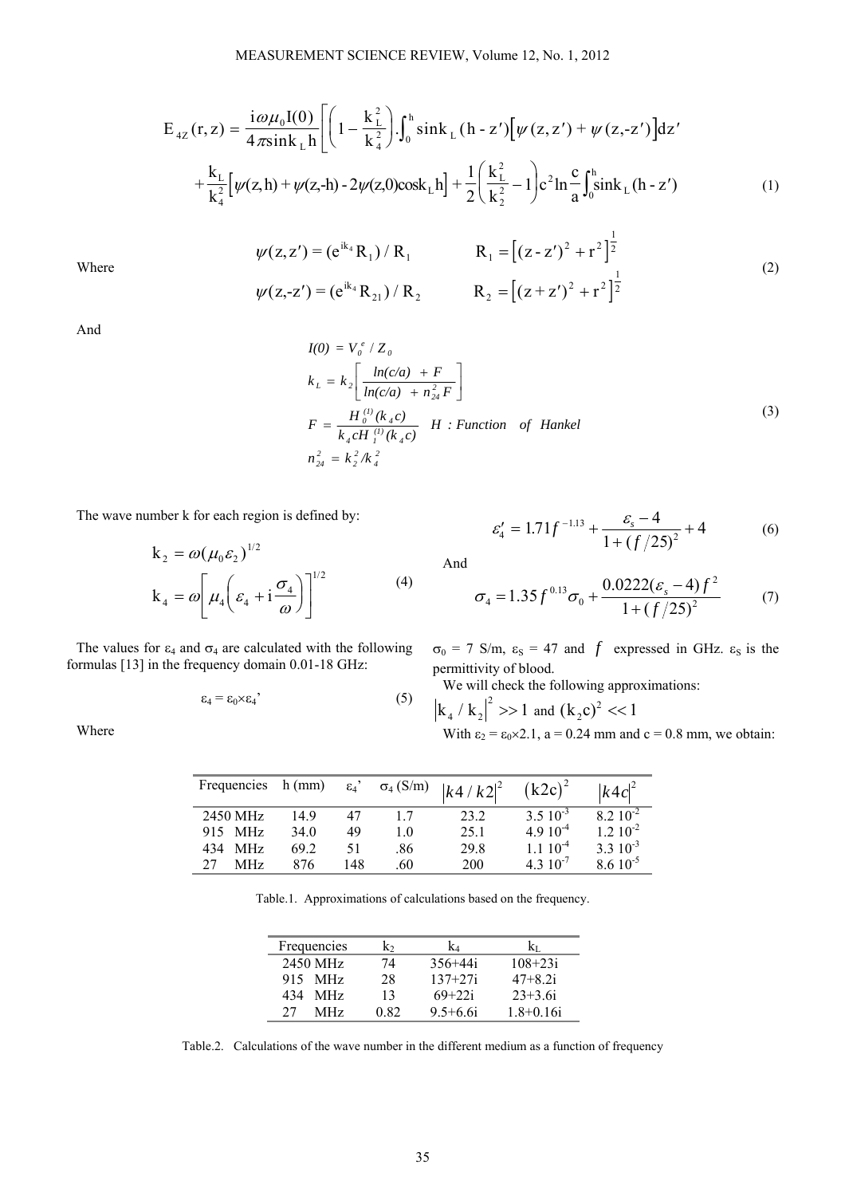$$E_{4Z}(r,z) = \frac{i\omega\mu_0 I(0)}{4\pi \sin k_L h}\left[\left(1 - \frac{k_L^2}{k_4^2}\right).\int_0^h \sin k_L(h - z')\left[\psi(z,z') + \psi(z,-z')\right]dz' + \frac{k_L}{k_4^2}\left[\psi(z,h) + \psi(z,-h) - 2\psi(z,0)\cos k_L h\right] + \frac{1}{2}\left(\frac{k_L^2}{k_2^2} - 1\right)c^2 \ln\frac{c}{a}\int_0^h \sin k_L(h - z')\right] \tag{1}$$

Where

$$\psi(z,z') = (e^{ik_4}R_1)/R_1 \qquad R_1 = \left[(z - z')^2 + r^2\right]^{\frac{1}{2}}$$
$$\psi(z,-z') = (e^{ik_4}R_{21})/R_2 \qquad R_2 = \left[(z + z')^2 + r^2\right]^{\frac{1}{2}} \tag{2}$$

And

$$I(0) = V_0^e / Z_0$$
$$k_L = k_2\left[\frac{ln(c/a) + F}{ln(c/a) + n_{24}^2 F}\right]$$
$$F = \frac{H_0^{(1)}(k_4 c)}{k_4 c H_1^{(1)}(k_4 c)} \quad H: Function \quad of \quad Hankel \tag{3}$$
$$n_{24}^2 = k_2^2 / k_4^2$$

The wave number k for each region is defined by:

$$k_2 = \omega(\mu_0 \varepsilon_2)^{1/2}$$
$$k_4 = \omega\left[\mu_4\left(\varepsilon_4 + i\frac{\sigma_4}{\omega}\right)\right]^{1/2} \tag{4}$$

The values for $\varepsilon_4$ and $\sigma_4$ are calculated with the following formulas [13] in the frequency domain 0.01-18 GHz:

$$\varepsilon_4 = \varepsilon_0 \times \varepsilon_4' \tag{5}$$

Where

$$\varepsilon_4' = 1.71 f^{-1.13} + \frac{\varepsilon_s - 4}{1 + (f/25)^2} + 4 \tag{6}$$

And

$$\sigma_4 = 1.35 f^{0.13}\sigma_0 + \frac{0.0222(\varepsilon_s - 4)f^2}{1 + (f/25)^2} \tag{7}$$

$\sigma_0$ = 7 S/m, $\varepsilon_S$ = 47 and $f$ expressed in GHz. $\varepsilon_S$ is the permittivity of blood.

We will check the following approximations:

$\left|k_4 / k_2\right|^2 >> 1$ and $(k_2 c)^2 << 1$

With $\varepsilon_2 = \varepsilon_0 \times 2.1$, a = 0.24 mm and c = 0.8 mm, we obtain:

| Frequencies | h (mm) | $\varepsilon_4$' | $\sigma_4$ (S/m) | $\left\|k4/k2\right\|^2$ | $(k2c)^2$ | $\left\|k4c\right\|^2$ |
|---|---|---|---|---|---|---|
| 2450 MHz | 14.9 | 47 | 1.7 | 23.2 | $3.5\ 10^{-3}$ | $8.2\ 10^{-2}$ |
| 915 MHz | 34.0 | 49 | 1.0 | 25.1 | $4.9\ 10^{-4}$ | $1.2\ 10^{-2}$ |
| 434 MHz | 69.2 | 51 | .86 | 29.8 | $1.1\ 10^{-4}$ | $3.3\ 10^{-3}$ |
| 27 MHz | 876 | 148 | .60 | 200 | $4.3\ 10^{-7}$ | $8.6\ 10^{-5}$ |

Table.1. Approximations of calculations based on the frequency.

| Frequencies | $k_2$ | $k_4$ | $k_L$ |
|---|---|---|---|
| 2450 MHz | 74 | 356+44i | 108+23i |
| 915 MHz | 28 | 137+27i | 47+8.2i |
| 434 MHz | 13 | 69+22i | 23+3.6i |
| 27 MHz | 0.82 | 9.5+6.6i | 1.8+0.16i |

Table.2. Calculations of the wave number in the different medium as a function of frequency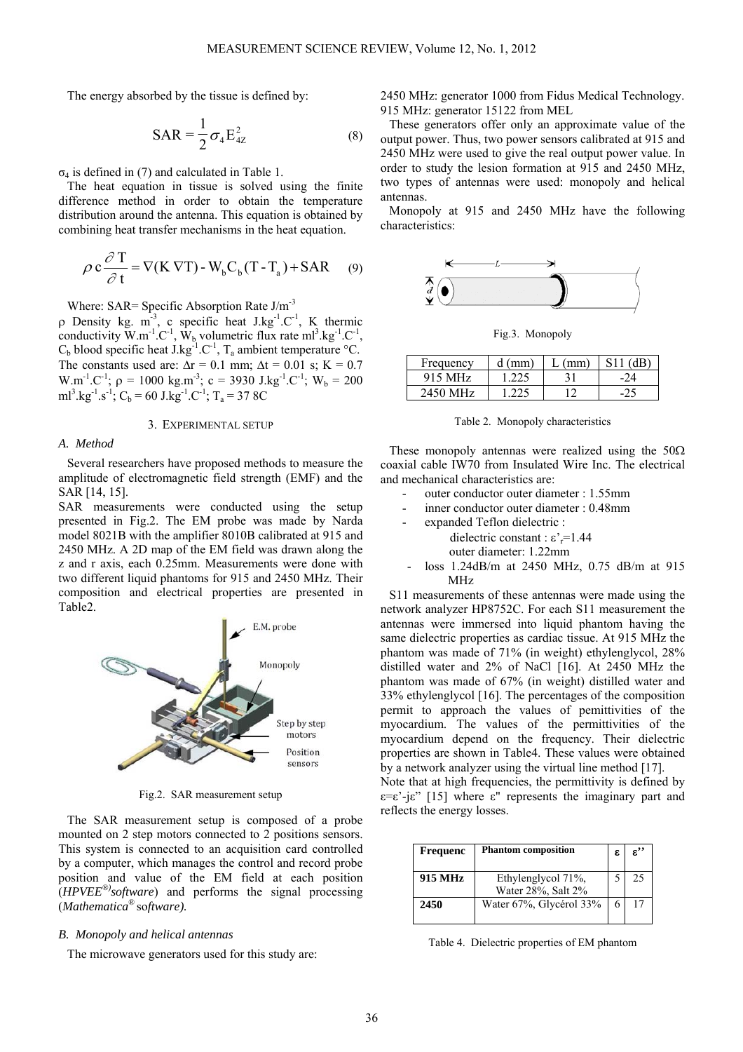The energy absorbed by the tissue is defined by:

$$\mathrm{SAR} = \frac{1}{2}\sigma_4 \mathrm{E}_{4Z}^2 \tag{8}$$

$\sigma_4$ is defined in (7) and calculated in Table 1.

The heat equation in tissue is solved using the finite difference method in order to obtain the temperature distribution around the antenna. This equation is obtained by combining heat transfer mechanisms in the heat equation.

$$\rho\, c \frac{\partial \mathrm{T}}{\partial \mathrm{t}} = \nabla(\mathrm{K}\, \nabla \mathrm{T}) - \mathrm{W_b C_b (T - T_a)} + \mathrm{SAR} \tag{9}$$

Where: SAR= Specific Absorption Rate J/m$^{-3}$

$\rho$ Density kg. m$^{-3}$, c specific heat J.kg$^{-1}$.C$^{-1}$, K thermic conductivity W.m$^{-1}$.C$^{-1}$, $W_b$ volumetric flux rate ml$^3$.kg$^{-1}$.C$^{-1}$, $C_b$ blood specific heat J.kg$^{-1}$.C$^{-1}$, $T_a$ ambient temperature °C. The constants used are: $\Delta r$ = 0.1 mm; $\Delta t$ = 0.01 s; K = 0.7 W.m$^{-1}$.C$^{-1}$; $\rho$ = 1000 kg.m$^{-3}$; c = 3930 J.kg$^{-1}$.C$^{-1}$; $W_b$ = 200 ml$^3$.kg$^{-1}$.s$^{-1}$; $C_b$ = 60 J.kg$^{-1}$.C$^{-1}$; $T_a$ = 37 8C

## 3. Experimental setup

### A. Method

Several researchers have proposed methods to measure the amplitude of electromagnetic field strength (EMF) and the SAR [14, 15].

SAR measurements were conducted using the setup presented in Fig.2. The EM probe was made by Narda model 8021B with the amplifier 8010B calibrated at 915 and 2450 MHz. A 2D map of the EM field was drawn along the z and r axis, each 0.25mm. Measurements were done with two different liquid phantoms for 915 and 2450 MHz. Their composition and electrical properties are presented in Table2.

Fig.2. SAR measurement setup

The SAR measurement setup is composed of a probe mounted on 2 step motors connected to 2 positions sensors. This system is connected to an acquisition card controlled by a computer, which manages the control and record probe position and value of the EM field at each position (*HPVEE®) software*) and performs the signal processing (*Mathematica® software).*

### B. Monopoly and helical antennas

The microwave generators used for this study are:

2450 MHz: generator 1000 from Fidus Medical Technology.
915 MHz: generator 15122 from MEL

These generators offer only an approximate value of the output power. Thus, two power sensors calibrated at 915 and 2450 MHz were used to give the real output power value. In order to study the lesion formation at 915 and 2450 MHz, two types of antennas were used: monopoly and helical antennas.

Monopoly at 915 and 2450 MHz have the following characteristics:

Fig.3. Monopoly

| Frequency | d (mm) | L (mm) | S11 (dB) |
|---|---|---|---|
| 915 MHz | 1.225 | 31 | -24 |
| 2450 MHz | 1.225 | 12 | -25 |

Table 2. Monopoly characteristics

These monopoly antennas were realized using the 50Ω coaxial cable IW70 from Insulated Wire Inc. The electrical and mechanical characteristics are:

- outer conductor outer diameter : 1.55mm
- inner conductor outer diameter : 0.48mm
- expanded Teflon dielectric :
  dielectric constant : $\varepsilon'_r$=1.44
  outer diameter: 1.22mm
- loss 1.24dB/m at 2450 MHz, 0.75 dB/m at 915 MHz

S11 measurements of these antennas were made using the network analyzer HP8752C. For each S11 measurement the antennas were immersed into liquid phantom having the same dielectric properties as cardiac tissue. At 915 MHz the phantom was made of 71% (in weight) ethylenglycol, 28% distilled water and 2% of NaCl [16]. At 2450 MHz the phantom was made of 67% (in weight) distilled water and 33% ethylenglycol [16]. The percentages of the composition permit to approach the values of pemittivities of the myocardium. The values of the permittivities of the myocardium depend on the frequency. Their dielectric properties are shown in Table4. These values were obtained by a network analyzer using the virtual line method [17].

Note that at high frequencies, the permittivity is defined by $\varepsilon = \varepsilon' - j\varepsilon''$ [15] where ε'' represents the imaginary part and reflects the energy losses.

| Frequenc | Phantom composition | ε | ε'' |
|---|---|---|---|
| **915 MHz** | Ethylenglycol 71%, Water 28%, Salt 2% | 5 | 25 |
| **2450** | Water 67%, Glycérol 33% | 6 | 17 |

Table 4. Dielectric properties of EM phantom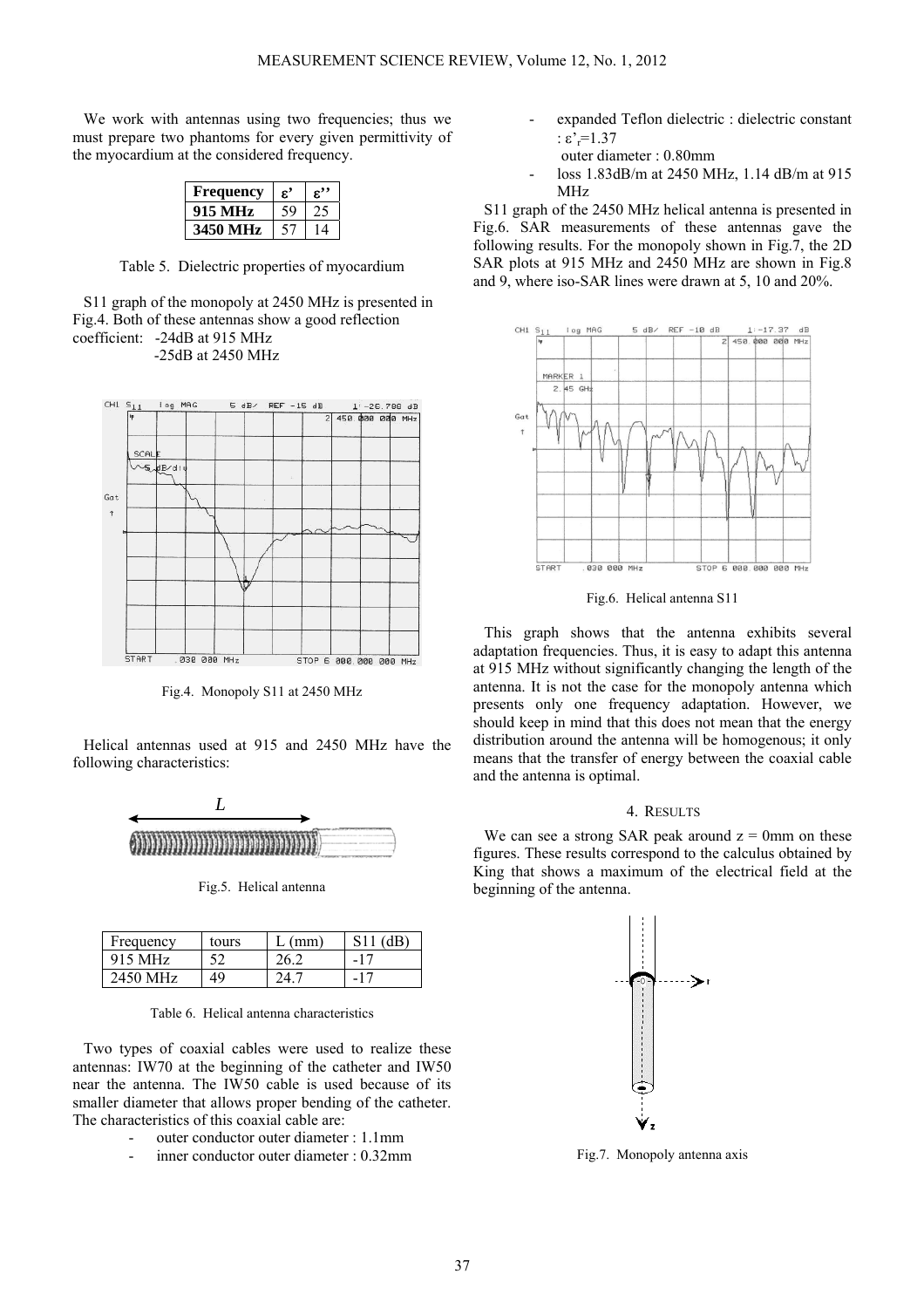We work with antennas using two frequencies; thus we must prepare two phantoms for every given permittivity of the myocardium at the considered frequency.

| Frequency | ε' | ε'' |
|---|---|---|
| 915 MHz | 59 | 25 |
| 3450 MHz | 57 | 14 |

Table 5. Dielectric properties of myocardium

S11 graph of the monopoly at 2450 MHz is presented in Fig.4. Both of these antennas show a good reflection coefficient: -24dB at 915 MHz
-25dB at 2450 MHz

Fig.4. Monopoly S11 at 2450 MHz

Helical antennas used at 915 and 2450 MHz have the following characteristics:

Fig.5. Helical antenna

| Frequency | tours | L (mm) | S11 (dB) |
|---|---|---|---|
| 915 MHz | 52 | 26.2 | -17 |
| 2450 MHz | 49 | 24.7 | -17 |

Table 6. Helical antenna characteristics

Two types of coaxial cables were used to realize these antennas: IW70 at the beginning of the catheter and IW50 near the antenna. The IW50 cable is used because of its smaller diameter that allows proper bending of the catheter. The characteristics of this coaxial cable are:

- outer conductor outer diameter : 1.1mm
- inner conductor outer diameter : 0.32mm
- expanded Teflon dielectric : dielectric constant : $\varepsilon'_r$=1.37
  outer diameter : 0.80mm
- loss 1.83dB/m at 2450 MHz, 1.14 dB/m at 915 MHz

S11 graph of the 2450 MHz helical antenna is presented in Fig.6. SAR measurements of these antennas gave the following results. For the monopoly shown in Fig.7, the 2D SAR plots at 915 MHz and 2450 MHz are shown in Fig.8 and 9, where iso-SAR lines were drawn at 5, 10 and 20%.

Fig.6. Helical antenna S11

This graph shows that the antenna exhibits several adaptation frequencies. Thus, it is easy to adapt this antenna at 915 MHz without significantly changing the length of the antenna. It is not the case for the monopoly antenna which presents only one frequency adaptation. However, we should keep in mind that this does not mean that the energy distribution around the antenna will be homogenous; it only means that the transfer of energy between the coaxial cable and the antenna is optimal.

## 4. Results

We can see a strong SAR peak around z = 0mm on these figures. These results correspond to the calculus obtained by King that shows a maximum of the electrical field at the beginning of the antenna.

Fig.7. Monopoly antenna axis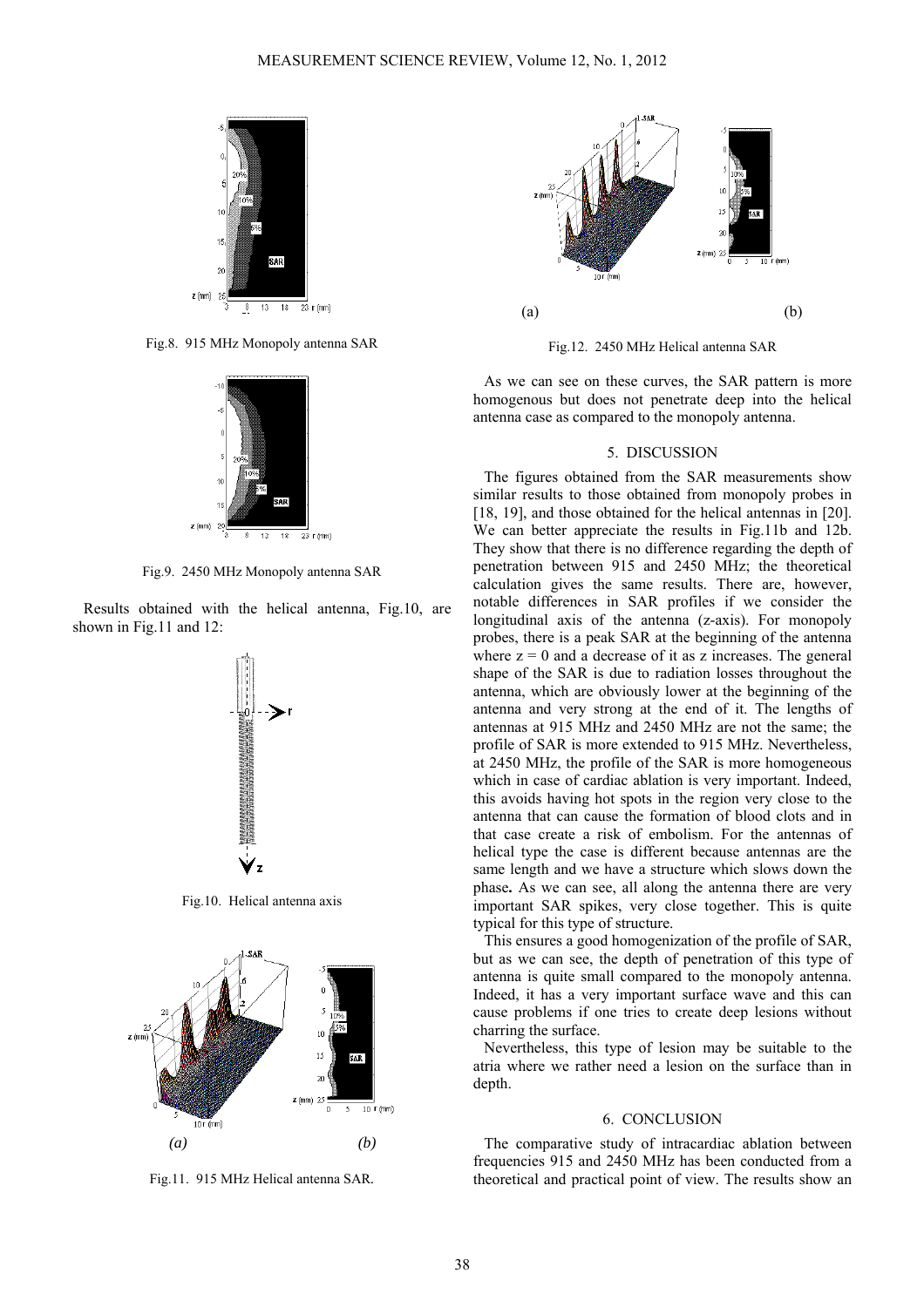Fig.8. 915 MHz Monopoly antenna SAR

Fig.9. 2450 MHz Monopoly antenna SAR

Results obtained with the helical antenna, Fig.10, are shown in Fig.11 and 12:

Fig.10. Helical antenna axis

*(a)* *(b)*

Fig.11. 915 MHz Helical antenna SAR.

(a) (b)

Fig.12. 2450 MHz Helical antenna SAR

As we can see on these curves, the SAR pattern is more homogenous but does not penetrate deep into the helical antenna case as compared to the monopoly antenna.

## 5. DISCUSSION

The figures obtained from the SAR measurements show similar results to those obtained from monopoly probes in [18, 19], and those obtained for the helical antennas in [20]. We can better appreciate the results in Fig.11b and 12b. They show that there is no difference regarding the depth of penetration between 915 and 2450 MHz; the theoretical calculation gives the same results. There are, however, notable differences in SAR profiles if we consider the longitudinal axis of the antenna (z-axis). For monopoly probes, there is a peak SAR at the beginning of the antenna where $z = 0$ and a decrease of it as z increases. The general shape of the SAR is due to radiation losses throughout the antenna, which are obviously lower at the beginning of the antenna and very strong at the end of it. The lengths of antennas at 915 MHz and 2450 MHz are not the same; the profile of SAR is more extended to 915 MHz. Nevertheless, at 2450 MHz, the profile of the SAR is more homogeneous which in case of cardiac ablation is very important. Indeed, this avoids having hot spots in the region very close to the antenna that can cause the formation of blood clots and in that case create a risk of embolism. For the antennas of helical type the case is different because antennas are the same length and we have a structure which slows down the phase**.** As we can see, all along the antenna there are very important SAR spikes, very close together. This is quite typical for this type of structure.

This ensures a good homogenization of the profile of SAR, but as we can see, the depth of penetration of this type of antenna is quite small compared to the monopoly antenna. Indeed, it has a very important surface wave and this can cause problems if one tries to create deep lesions without charring the surface.

Nevertheless, this type of lesion may be suitable to the atria where we rather need a lesion on the surface than in depth.

## 6. CONCLUSION

The comparative study of intracardiac ablation between frequencies 915 and 2450 MHz has been conducted from a theoretical and practical point of view. The results show an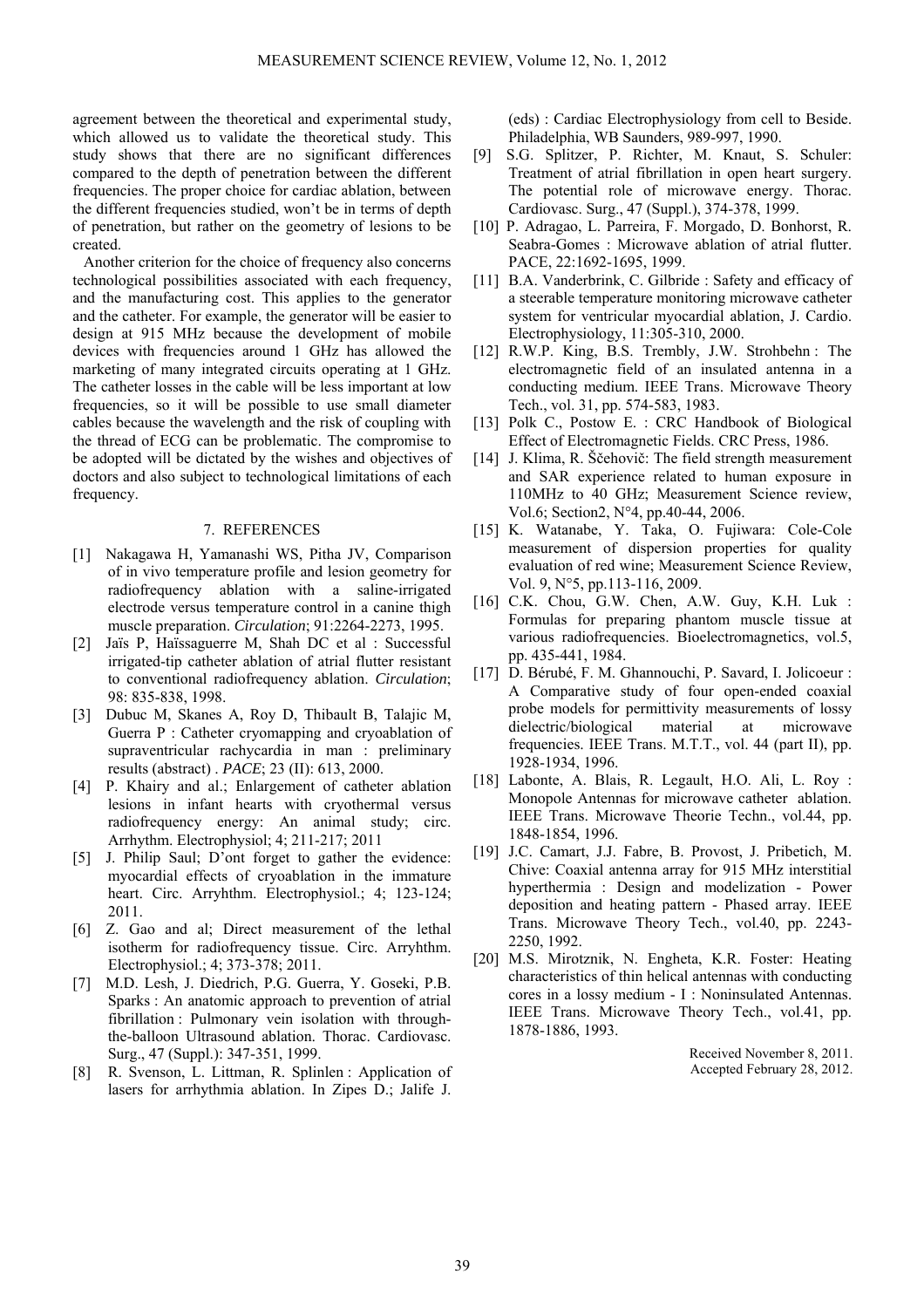agreement between the theoretical and experimental study, which allowed us to validate the theoretical study. This study shows that there are no significant differences compared to the depth of penetration between the different frequencies. The proper choice for cardiac ablation, between the different frequencies studied, won't be in terms of depth of penetration, but rather on the geometry of lesions to be created.

Another criterion for the choice of frequency also concerns technological possibilities associated with each frequency, and the manufacturing cost. This applies to the generator and the catheter. For example, the generator will be easier to design at 915 MHz because the development of mobile devices with frequencies around 1 GHz has allowed the marketing of many integrated circuits operating at 1 GHz. The catheter losses in the cable will be less important at low frequencies, so it will be possible to use small diameter cables because the wavelength and the risk of coupling with the thread of ECG can be problematic. The compromise to be adopted will be dictated by the wishes and objectives of doctors and also subject to technological limitations of each frequency.

## 7. REFERENCES

[1] Nakagawa H, Yamanashi WS, Pitha JV, Comparison of in vivo temperature profile and lesion geometry for radiofrequency ablation with a saline-irrigated electrode versus temperature control in a canine thigh muscle preparation. *Circulation*; 91:2264-2273, 1995.

[2] Jaïs P, Haïssaguerre M, Shah DC et al : Successful irrigated-tip catheter ablation of atrial flutter resistant to conventional radiofrequency ablation. *Circulation*; 98: 835-838, 1998.

[3] Dubuc M, Skanes A, Roy D, Thibault B, Talajic M, Guerra P : Catheter cryomapping and cryoablation of supraventricular rachycardia in man : preliminary results (abstract) . *PACE*; 23 (II): 613, 2000.

[4] P. Khairy and al.; Enlargement of catheter ablation lesions in infant hearts with cryothermal versus radiofrequency energy: An animal study; circ. Arrhythm. Electrophysiol; 4; 211-217; 2011

[5] J. Philip Saul; D'ont forget to gather the evidence: myocardial effects of cryoablation in the immature heart. Circ. Arryhthm. Electrophysiol.; 4; 123-124; 2011.

[6] Z. Gao and al; Direct measurement of the lethal isotherm for radiofrequency tissue. Circ. Arryhthm. Electrophysiol.; 4; 373-378; 2011.

[7] M.D. Lesh, J. Diedrich, P.G. Guerra, Y. Goseki, P.B. Sparks : An anatomic approach to prevention of atrial fibrillation : Pulmonary vein isolation with through-the-balloon Ultrasound ablation. Thorac. Cardiovasc. Surg., 47 (Suppl.): 347-351, 1999.

[8] R. Svenson, L. Littman, R. Splinlen : Application of lasers for arrhythmia ablation. In Zipes D.; Jalife J. (eds) : Cardiac Electrophysiology from cell to Beside. Philadelphia, WB Saunders, 989-997, 1990.

[9] S.G. Splitzer, P. Richter, M. Knaut, S. Schuler: Treatment of atrial fibrillation in open heart surgery. The potential role of microwave energy. Thorac. Cardiovasc. Surg., 47 (Suppl.), 374-378, 1999.

[10] P. Adragao, L. Parreira, F. Morgado, D. Bonhorst, R. Seabra-Gomes : Microwave ablation of atrial flutter. PACE, 22:1692-1695, 1999.

[11] B.A. Vanderbrink, C. Gilbride : Safety and efficacy of a steerable temperature monitoring microwave catheter system for ventricular myocardial ablation, J. Cardio. Electrophysiology, 11:305-310, 2000.

[12] R.W.P. King, B.S. Trembly, J.W. Strohbehn : The electromagnetic field of an insulated antenna in a conducting medium. IEEE Trans. Microwave Theory Tech., vol. 31, pp. 574-583, 1983.

[13] Polk C., Postow E. : CRC Handbook of Biological Effect of Electromagnetic Fields. CRC Press, 1986.

[14] J. Klima, R. Ščehovič: The field strength measurement and SAR experience related to human exposure in 110MHz to 40 GHz; Measurement Science review, Vol.6; Section2, N°4, pp.40-44, 2006.

[15] K. Watanabe, Y. Taka, O. Fujiwara: Cole-Cole measurement of dispersion properties for quality evaluation of red wine; Measurement Science Review, Vol. 9, N°5, pp.113-116, 2009.

[16] C.K. Chou, G.W. Chen, A.W. Guy, K.H. Luk : Formulas for preparing phantom muscle tissue at various radiofrequencies. Bioelectromagnetics, vol.5, pp. 435-441, 1984.

[17] D. Bérubé, F. M. Ghannouchi, P. Savard, I. Jolicoeur : A Comparative study of four open-ended coaxial probe models for permittivity measurements of lossy dielectric/biological material at microwave frequencies. IEEE Trans. M.T.T., vol. 44 (part II), pp. 1928-1934, 1996.

[18] Labonte, A. Blais, R. Legault, H.O. Ali, L. Roy : Monopole Antennas for microwave catheter ablation. IEEE Trans. Microwave Theorie Techn., vol.44, pp. 1848-1854, 1996.

[19] J.C. Camart, J.J. Fabre, B. Provost, J. Pribetich, M. Chive: Coaxial antenna array for 915 MHz interstitial hyperthermia : Design and modelization - Power deposition and heating pattern - Phased array. IEEE Trans. Microwave Theory Tech., vol.40, pp. 2243-2250, 1992.

[20] M.S. Mirotznik, N. Engheta, K.R. Foster: Heating characteristics of thin helical antennas with conducting cores in a lossy medium - I : Noninsulated Antennas. IEEE Trans. Microwave Theory Tech., vol.41, pp. 1878-1886, 1993.

Received November 8, 2011.
Accepted February 28, 2012.